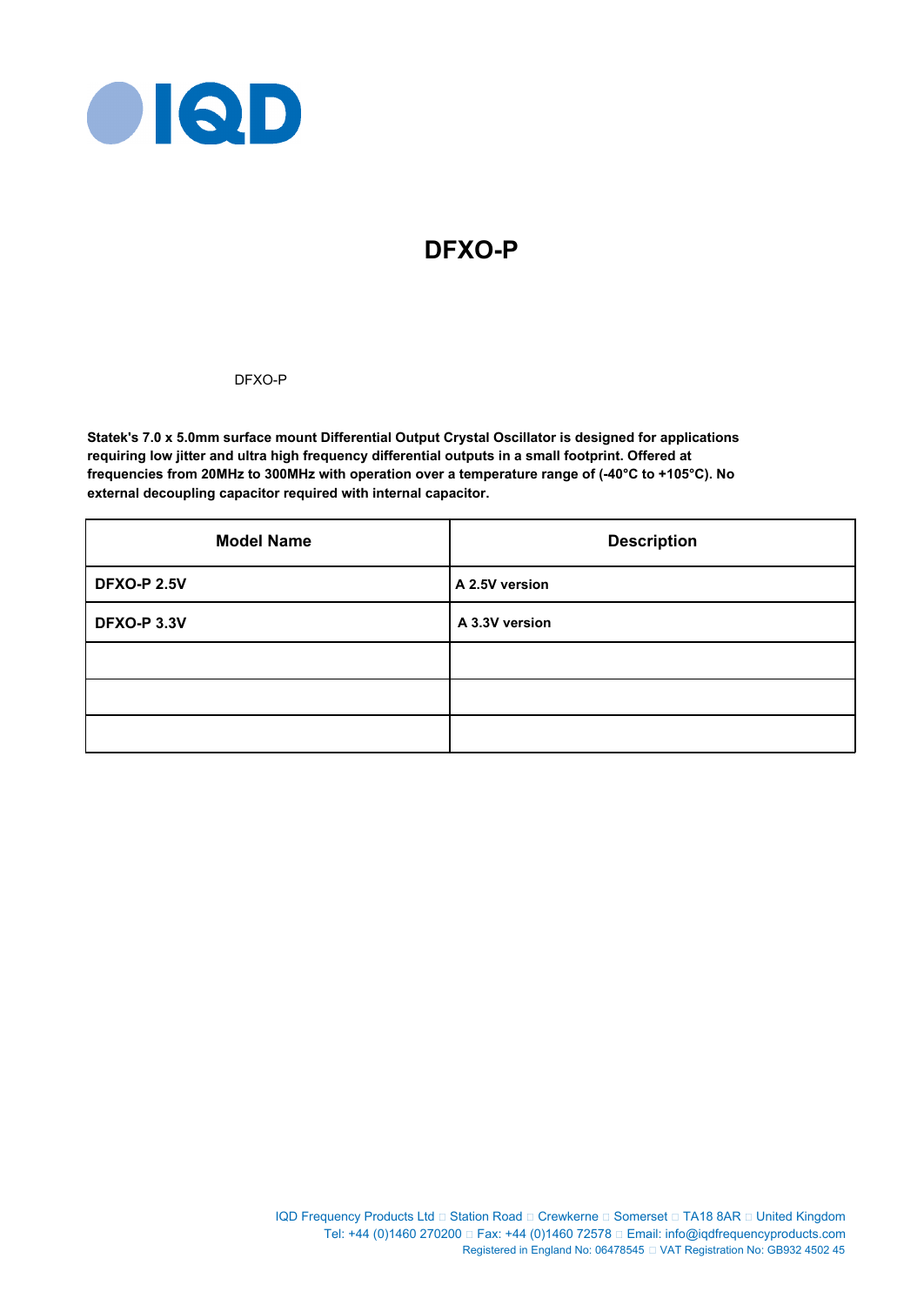# DFXO-P

DFXO-P

**Statek's 7.0 x 5.0mm surface mount Differential Output Crystal Oscillator is designed for applications requiring low jitter and ultra high frequency differential outputs in a small footprint. Offered at frequencies from 20MHz to 300MHz with operation over a temperature range of (-40°C to +105°C). No external decoupling capacitor required with internal capacitor.**

| Model Name | Description |
|---|---|
| **DFXO-P 2.5V** | **A 2.5V version** |
| **DFXO-P 3.3V** | **A 3.3V version** |
| | |
| | |
| | |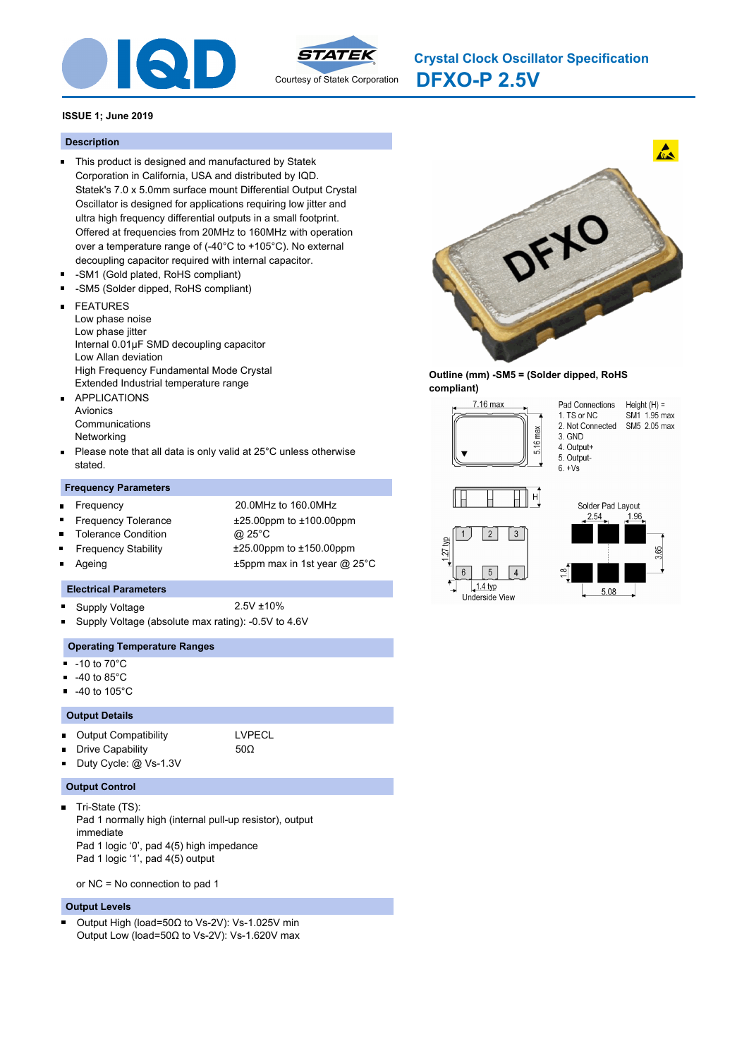# Crystal Clock Oscillator Specification
# DFXO-P 2.5V

Courtesy of Statek Corporation

**ISSUE 1; June 2019**

## Description

- This product is designed and manufactured by Statek Corporation in California, USA and distributed by IQD. Statek's 7.0 x 5.0mm surface mount Differential Output Crystal Oscillator is designed for applications requiring low jitter and ultra high frequency differential outputs in a small footprint. Offered at frequencies from 20MHz to 160MHz with operation over a temperature range of (-40°C to +105°C). No external decoupling capacitor required with internal capacitor.
- -SM1 (Gold plated, RoHS compliant)
- -SM5 (Solder dipped, RoHS compliant)
- FEATURES
  Low phase noise
  Low phase jitter
  Internal 0.01µF SMD decoupling capacitor
  Low Allan deviation
  High Frequency Fundamental Mode Crystal
  Extended Industrial temperature range
- APPLICATIONS
  Avionics
  Communications
  Networking
- Please note that all data is only valid at 25°C unless otherwise stated.

## Frequency Parameters

- Frequency: 20.0MHz to 160.0MHz
- Frequency Tolerance: ±25.00ppm to ±100.00ppm
- Tolerance Condition: @ 25°C
- Frequency Stability: ±25.00ppm to ±150.00ppm
- Ageing: ±5ppm max in 1st year @ 25°C

## Electrical Parameters

- Supply Voltage: 2.5V ±10%
- Supply Voltage (absolute max rating): -0.5V to 4.6V

## Operating Temperature Ranges

- -10 to 70°C
- -40 to 85°C
- -40 to 105°C

## Output Details

- Output Compatibility: LVPECL
- Drive Capability: 50Ω
- Duty Cycle: @ Vs-1.3V

## Output Control

- Tri-State (TS):
  Pad 1 normally high (internal pull-up resistor), output immediate
  Pad 1 logic '0', pad 4(5) high impedance
  Pad 1 logic '1', pad 4(5) output

  or NC = No connection to pad 1

## Output Levels

- Output High (load=50Ω to Vs-2V): Vs-1.025V min
  Output Low (load=50Ω to Vs-2V): Vs-1.620V max

**Outline (mm) -SM5 = (Solder dipped, RoHS compliant)**

7.16 max, 5.16 max, H

Pad Connections
1. TS or NC
2. Not Connected
3. GND
4. Output+
5. Output-
6. +Vs

Height (H) =
SM1 1.95 max
SM5 2.05 max

Underside View: 1.27 typ, 1.4 typ

Solder Pad Layout: 2.54, 1.96, 3.65, 1.8, 5.08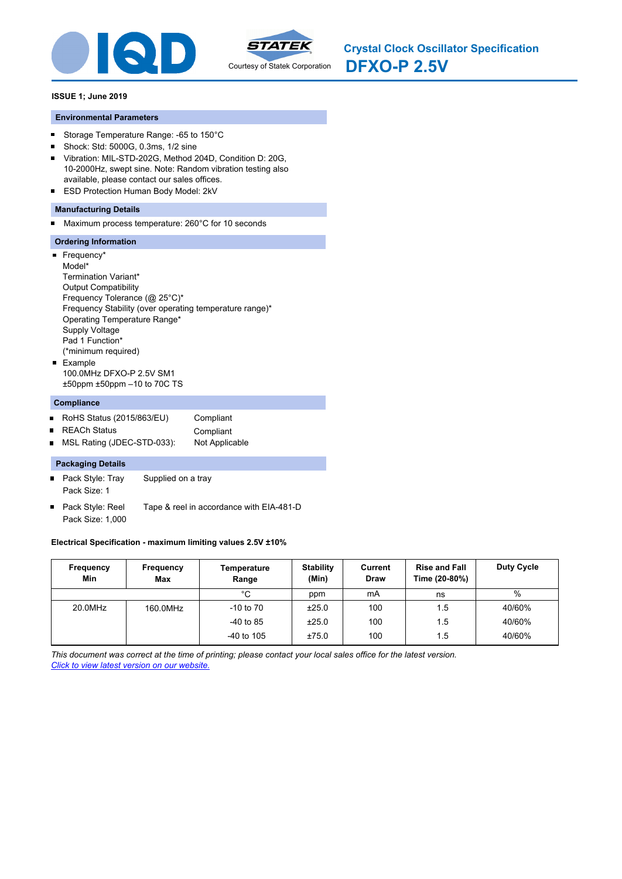# Crystal Clock Oscillator Specification

# DFXO-P 2.5V

**ISSUE 1; June 2019**

### Environmental Parameters

- Storage Temperature Range: -65 to 150°C
- Shock: Std: 5000G, 0.3ms, 1/2 sine
- Vibration: MIL-STD-202G, Method 204D, Condition D: 20G, 10-2000Hz, swept sine. Note: Random vibration testing also available, please contact our sales offices.
- ESD Protection Human Body Model: 2kV

### Manufacturing Details

- Maximum process temperature: 260°C for 10 seconds

### Ordering Information

- Frequency*
  Model*
  Termination Variant*
  Output Compatibility
  Frequency Tolerance (@ 25°C)*
  Frequency Stability (over operating temperature range)*
  Operating Temperature Range*
  Supply Voltage
  Pad 1 Function*
  (*minimum required)
- Example
  100.0MHz DFXO-P 2.5V SM1
  ±50ppm ±50ppm –10 to 70C TS

### Compliance

- RoHS Status (2015/863/EU): Compliant
- REACh Status: Compliant
- MSL Rating (JDEC-STD-033): Not Applicable

### Packaging Details

- Pack Style: Tray — Supplied on a tray
  Pack Size: 1
- Pack Style: Reel — Tape & reel in accordance with EIA-481-D
  Pack Size: 1,000

**Electrical Specification - maximum limiting values 2.5V ±10%**

| Frequency Min | Frequency Max | Temperature Range | Stability (Min) | Current Draw | Rise and Fall Time (20-80%) | Duty Cycle |
|---|---|---|---|---|---|---|
| | | °C | ppm | mA | ns | % |
| 20.0MHz | 160.0MHz | -10 to 70 | ±25.0 | 100 | 1.5 | 40/60% |
| | | -40 to 85 | ±25.0 | 100 | 1.5 | 40/60% |
| | | -40 to 105 | ±75.0 | 100 | 1.5 | 40/60% |

*This document was correct at the time of printing; please contact your local sales office for the latest version.*
*Click to view latest version on our website.*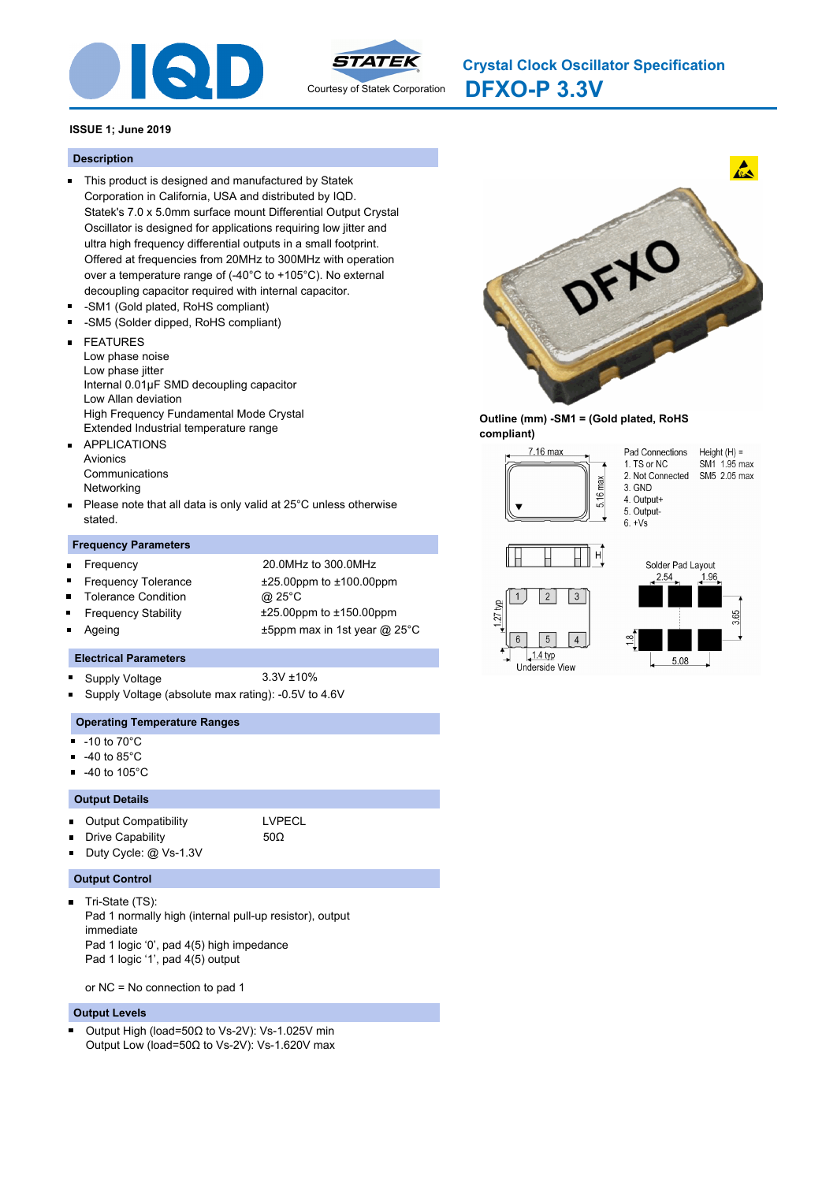# Crystal Clock Oscillator Specification

# DFXO-P 3.3V

Courtesy of Statek Corporation

**ISSUE 1; June 2019**

## Description

- This product is designed and manufactured by Statek Corporation in California, USA and distributed by IQD. Statek's 7.0 x 5.0mm surface mount Differential Output Crystal Oscillator is designed for applications requiring low jitter and ultra high frequency differential outputs in a small footprint. Offered at frequencies from 20MHz to 300MHz with operation over a temperature range of (-40°C to +105°C). No external decoupling capacitor required with internal capacitor.
- -SM1 (Gold plated, RoHS compliant)
- -SM5 (Solder dipped, RoHS compliant)
- FEATURES
  Low phase noise
  Low phase jitter
  Internal 0.01µF SMD decoupling capacitor
  Low Allan deviation
  High Frequency Fundamental Mode Crystal
  Extended Industrial temperature range
- APPLICATIONS
  Avionics
  Communications
  Networking
- Please note that all data is only valid at 25°C unless otherwise stated.

## Frequency Parameters

- Frequency: 20.0MHz to 300.0MHz
- Frequency Tolerance: ±25.00ppm to ±100.00ppm
- Tolerance Condition: @ 25°C
- Frequency Stability: ±25.00ppm to ±150.00ppm
- Ageing: ±5ppm max in 1st year @ 25°C

## Electrical Parameters

- Supply Voltage: 3.3V ±10%
- Supply Voltage (absolute max rating): -0.5V to 4.6V

## Operating Temperature Ranges

- -10 to 70°C
- -40 to 85°C
- -40 to 105°C

## Output Details

- Output Compatibility: LVPECL
- Drive Capability: 50Ω
- Duty Cycle: @ Vs-1.3V

## Output Control

- Tri-State (TS):
  Pad 1 normally high (internal pull-up resistor), output immediate
  Pad 1 logic '0', pad 4(5) high impedance
  Pad 1 logic '1', pad 4(5) output

  or NC = No connection to pad 1

## Output Levels

- Output High (load=50Ω to Vs-2V): Vs-1.025V min
  Output Low (load=50Ω to Vs-2V): Vs-1.620V max

**Outline (mm) -SM1 = (Gold plated, RoHS compliant)**

7.16 max; 5.16 max; H; 1.27 typ; 1.4 typ; Underside View

Pad Connections:
1. TS or NC
2. Not Connected
3. GND
4. Output+
5. Output-
6. +Vs

Height (H) =
SM1 1.95 max
SM5 2.05 max

Solder Pad Layout: 2.54; 1.96; 3.65; 1.8; 5.08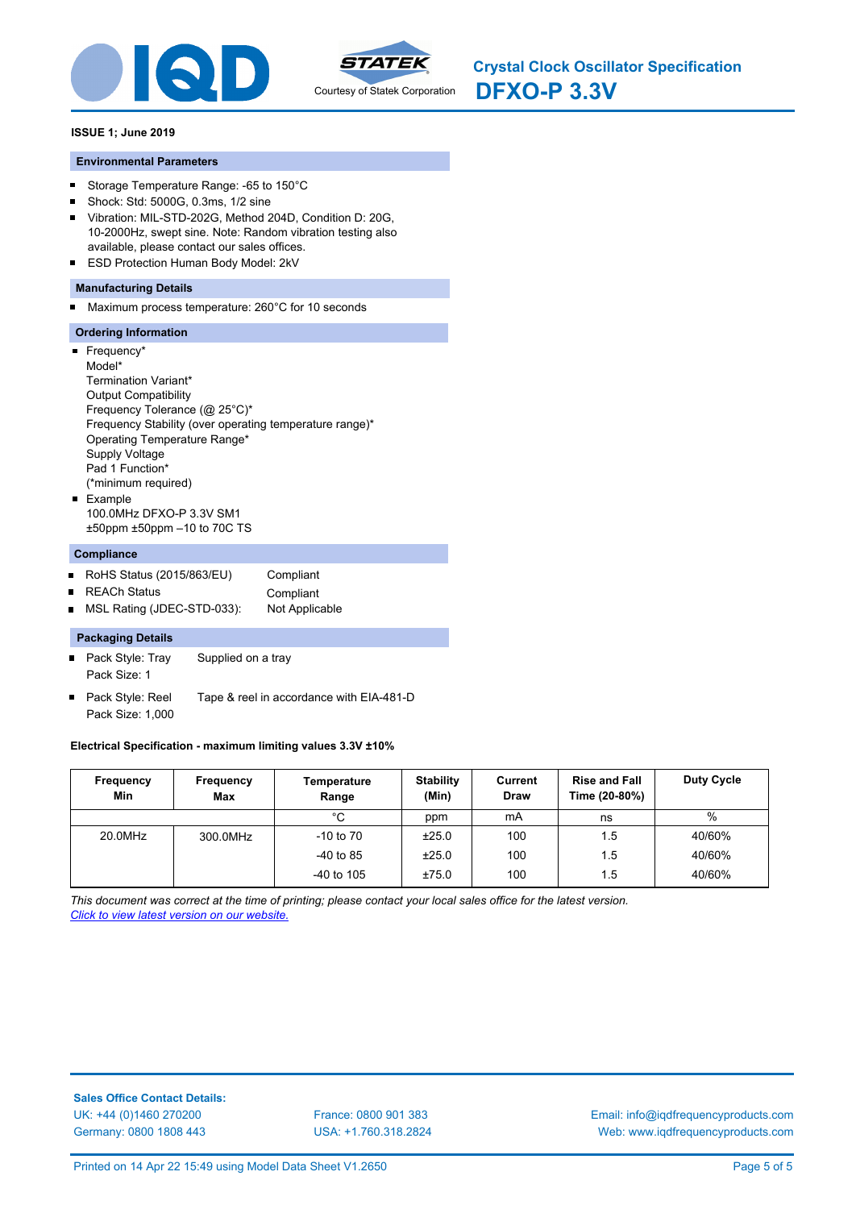# Crystal Clock Oscillator Specification
# DFXO-P 3.3V

Courtesy of Statek Corporation

**ISSUE 1; June 2019**

## Environmental Parameters

- Storage Temperature Range: -65 to 150°C
- Shock: Std: 5000G, 0.3ms, 1/2 sine
- Vibration: MIL-STD-202G, Method 204D, Condition D: 20G, 10-2000Hz, swept sine. Note: Random vibration testing also available, please contact our sales offices.
- ESD Protection Human Body Model: 2kV

## Manufacturing Details

- Maximum process temperature: 260°C for 10 seconds

## Ordering Information

- Frequency*
  Model*
  Termination Variant*
  Output Compatibility
  Frequency Tolerance (@ 25°C)*
  Frequency Stability (over operating temperature range)*
  Operating Temperature Range*
  Supply Voltage
  Pad 1 Function*
  (*minimum required)
- Example
  100.0MHz DFXO-P 3.3V SM1
  ±50ppm ±50ppm –10 to 70C TS

## Compliance

- RoHS Status (2015/863/EU) Compliant
- REACh Status Compliant
- MSL Rating (JDEC-STD-033): Not Applicable

## Packaging Details

- Pack Style: Tray Supplied on a tray
  Pack Size: 1
- Pack Style: Reel Tape & reel in accordance with EIA-481-D
  Pack Size: 1,000

**Electrical Specification - maximum limiting values 3.3V ±10%**

| Frequency Min | Frequency Max | Temperature Range | Stability (Min) | Current Draw | Rise and Fall Time (20-80%) | Duty Cycle |
|---|---|---|---|---|---|---|
| | | °C | ppm | mA | ns | % |
| 20.0MHz | 300.0MHz | -10 to 70 | ±25.0 | 100 | 1.5 | 40/60% |
| | | -40 to 85 | ±25.0 | 100 | 1.5 | 40/60% |
| | | -40 to 105 | ±75.0 | 100 | 1.5 | 40/60% |

*This document was correct at the time of printing; please contact your local sales office for the latest version.*
*Click to view latest version on our website.*

**Sales Office Contact Details:**
UK: +44 (0)1460 270200
Germany: 0800 1808 443
France: 0800 901 383
USA: +1.760.318.2824
Email: info@iqdfrequencyproducts.com
Web: www.iqdfrequencyproducts.com

Printed on 14 Apr 22 15:49 using Model Data Sheet V1.2650